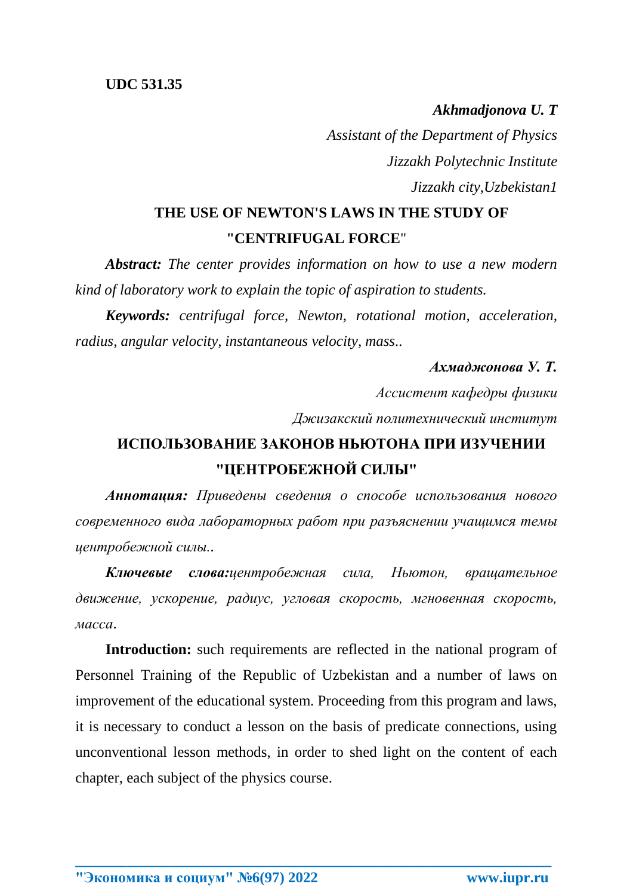**UDC 531.35**

***Akhmadjonova U. T***

*Assistant of the Department of Physics*

*Jizzakh Polytechnic Institute*

*Jizzakh city,Uzbekistan1*

## THE USE OF NEWTON'S LAWS IN THE STUDY OF "CENTRIFUGAL FORCE"

***Abstract:*** *The center provides information on how to use a new modern kind of laboratory work to explain the topic of aspiration to students.*

***Keywords:*** *centrifugal force, Newton, rotational motion, acceleration, radius, angular velocity, instantaneous velocity, mass..*

***Ахмаджонова У. Т.***

*Ассистент кафедры физики*

*Джизакский политехнический институт*

## ИСПОЛЬЗОВАНИЕ ЗАКОНОВ НЬЮТОНА ПРИ ИЗУЧЕНИИ "ЦЕНТРОБЕЖНОЙ СИЛЫ"

***Аннотация:*** *Приведены сведения о способе использования нового современного вида лабораторных работ при разъяснении учащимся темы центробежной силы..*

***Ключевые слова:****центробежная сила, Ньютон, вращательное движение, ускорение, радиус, угловая скорость, мгновенная скорость, масса*.

**Introduction:** such requirements are reflected in the national program of Personnel Training of the Republic of Uzbekistan and a number of laws on improvement of the educational system. Proceeding from this program and laws, it is necessary to conduct a lesson on the basis of predicate connections, using unconventional lesson methods, in order to shed light on the content of each chapter, each subject of the physics course.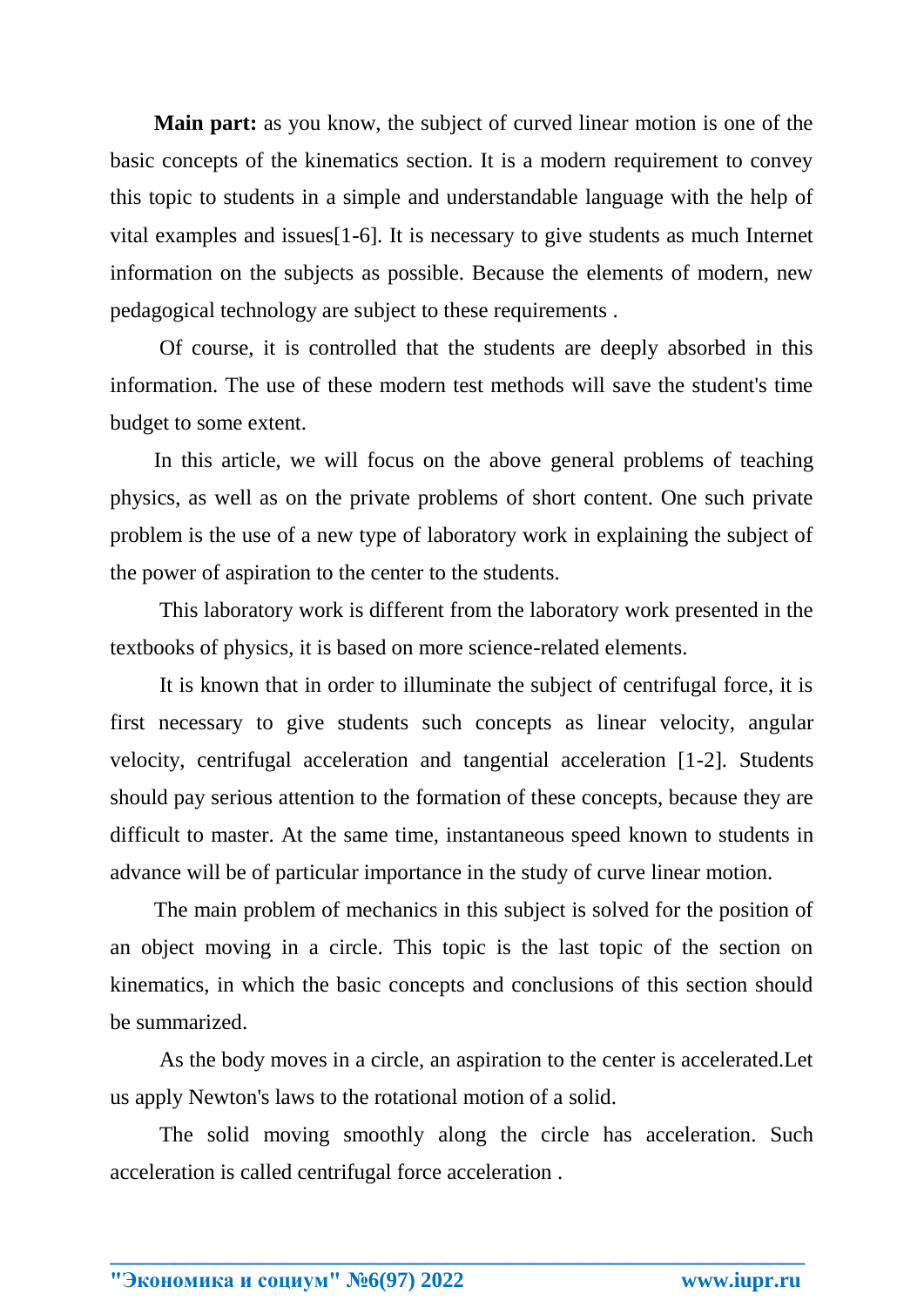**Main part:** as you know, the subject of curved linear motion is one of the basic concepts of the kinematics section. It is a modern requirement to convey this topic to students in a simple and understandable language with the help of vital examples and issues[1-6]. It is necessary to give students as much Internet information on the subjects as possible. Because the elements of modern, new pedagogical technology are subject to these requirements .

Of course, it is controlled that the students are deeply absorbed in this information. The use of these modern test methods will save the student's time budget to some extent.

In this article, we will focus on the above general problems of teaching physics, as well as on the private problems of short content. One such private problem is the use of a new type of laboratory work in explaining the subject of the power of aspiration to the center to the students.

This laboratory work is different from the laboratory work presented in the textbooks of physics, it is based on more science-related elements.

It is known that in order to illuminate the subject of centrifugal force, it is first necessary to give students such concepts as linear velocity, angular velocity, centrifugal acceleration and tangential acceleration [1-2]. Students should pay serious attention to the formation of these concepts, because they are difficult to master. At the same time, instantaneous speed known to students in advance will be of particular importance in the study of curve linear motion.

The main problem of mechanics in this subject is solved for the position of an object moving in a circle. This topic is the last topic of the section on kinematics, in which the basic concepts and conclusions of this section should be summarized.

As the body moves in a circle, an aspiration to the center is accelerated.Let us apply Newton's laws to the rotational motion of a solid.

The solid moving smoothly along the circle has acceleration. Such acceleration is called centrifugal force acceleration .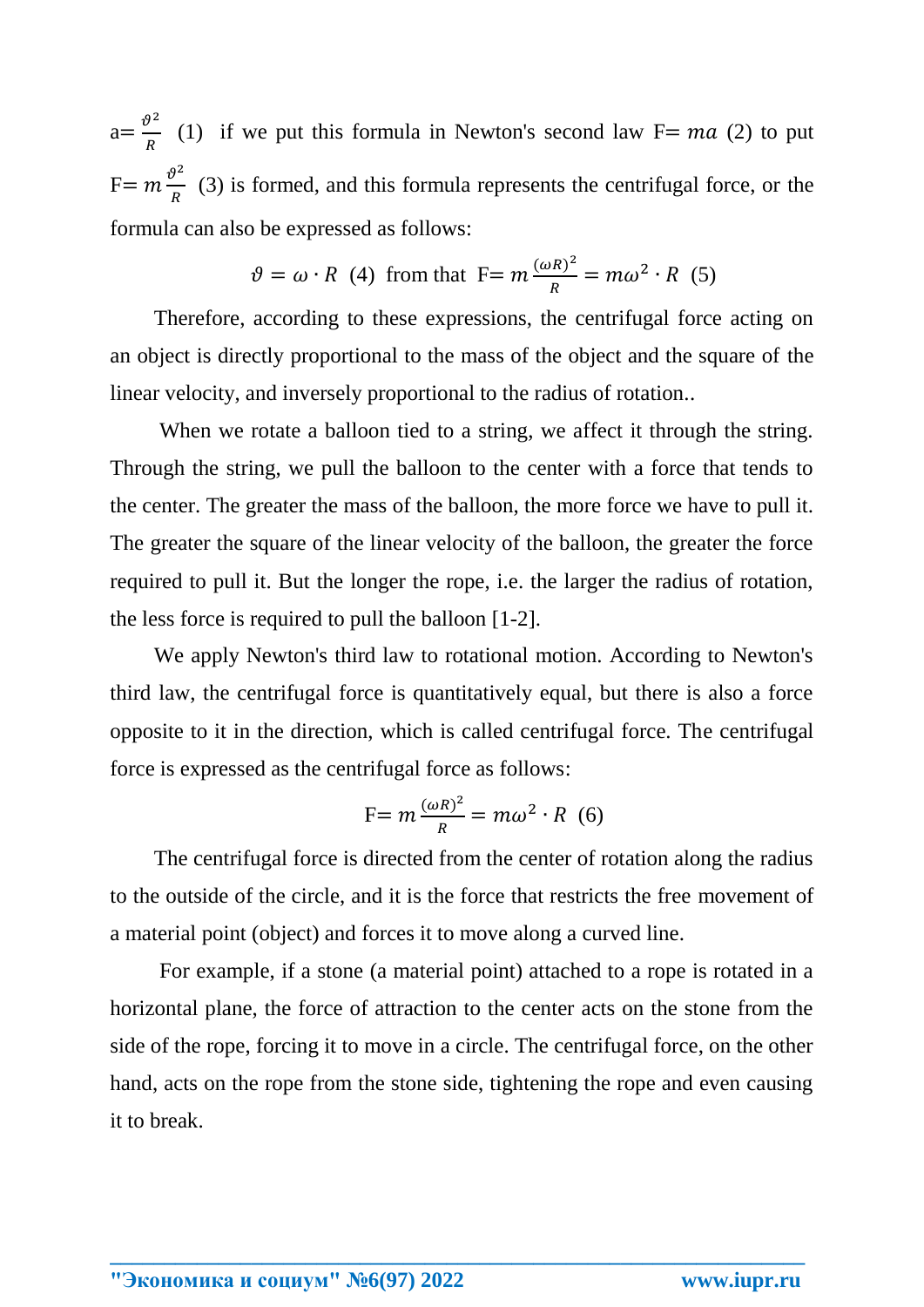a= $\frac{\vartheta^2}{R}$ (1) if we put this formula in Newton's second law F= $ma$ (2) to put F= $m\frac{\vartheta^2}{R}$ (3) is formed, and this formula represents the centrifugal force, or the formula can also be expressed as follows:

$$\vartheta = \omega \cdot R \ \ (4) \ \text{ from that } \ F= m\frac{(\omega R)^2}{R} = m\omega^2 \cdot R \ \ (5)$$

Therefore, according to these expressions, the centrifugal force acting on an object is directly proportional to the mass of the object and the square of the linear velocity, and inversely proportional to the radius of rotation..

When we rotate a balloon tied to a string, we affect it through the string. Through the string, we pull the balloon to the center with a force that tends to the center. The greater the mass of the balloon, the more force we have to pull it. The greater the square of the linear velocity of the balloon, the greater the force required to pull it. But the longer the rope, i.e. the larger the radius of rotation, the less force is required to pull the balloon [1-2].

We apply Newton's third law to rotational motion. According to Newton's third law, the centrifugal force is quantitatively equal, but there is also a force opposite to it in the direction, which is called centrifugal force. The centrifugal force is expressed as the centrifugal force as follows:

$$F= m\frac{(\omega R)^2}{R} = m\omega^2 \cdot R \ \ (6)$$

The centrifugal force is directed from the center of rotation along the radius to the outside of the circle, and it is the force that restricts the free movement of a material point (object) and forces it to move along a curved line.

For example, if a stone (a material point) attached to a rope is rotated in a horizontal plane, the force of attraction to the center acts on the stone from the side of the rope, forcing it to move in a circle. The centrifugal force, on the other hand, acts on the rope from the stone side, tightening the rope and even causing it to break.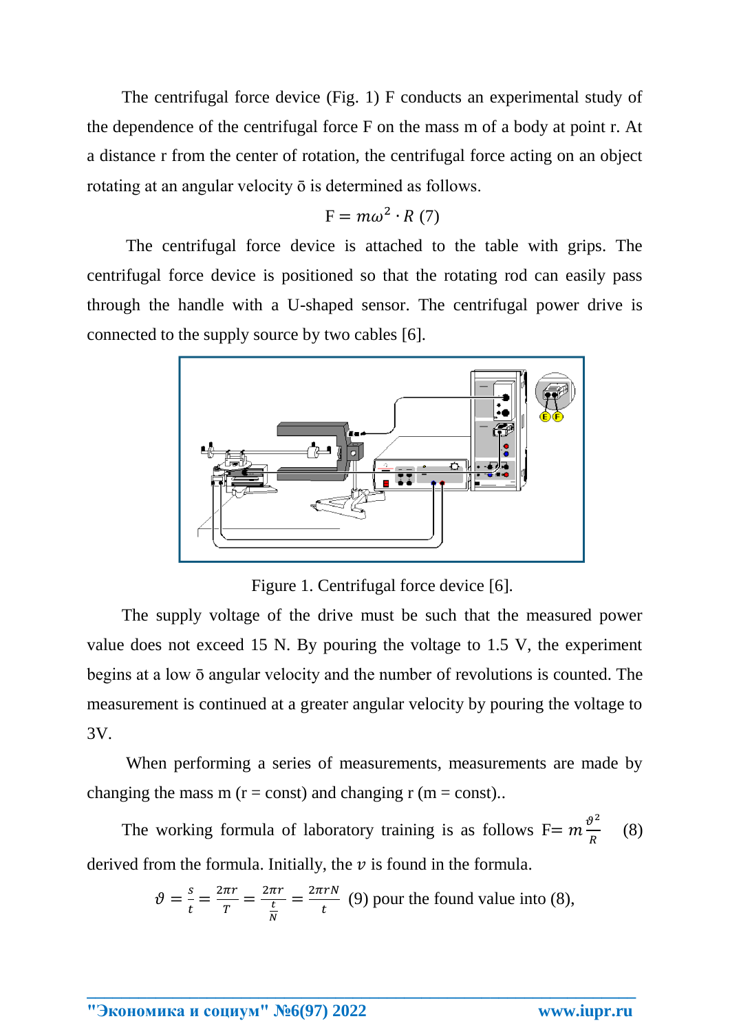The centrifugal force device (Fig. 1) F conducts an experimental study of the dependence of the centrifugal force F on the mass m of a body at point r. At a distance r from the center of rotation, the centrifugal force acting on an object rotating at an angular velocity ō is determined as follows.

$$F = m\omega^2 \cdot R \quad (7)$$

The centrifugal force device is attached to the table with grips. The centrifugal force device is positioned so that the rotating rod can easily pass through the handle with a U-shaped sensor. The centrifugal power drive is connected to the supply source by two cables [6].

Figure 1. Centrifugal force device [6].

The supply voltage of the drive must be such that the measured power value does not exceed 15 N. By pouring the voltage to 1.5 V, the experiment begins at a low ō angular velocity and the number of revolutions is counted. The measurement is continued at a greater angular velocity by pouring the voltage to 3V.

When performing a series of measurements, measurements are made by changing the mass m (r = const) and changing r (m = const)..

The working formula of laboratory training is as follows $F = m\frac{\vartheta^2}{R}$ (8) derived from the formula. Initially, the $v$ is found in the formula.

$$\vartheta = \frac{s}{t} = \frac{2\pi r}{T} = \frac{2\pi r}{\frac{t}{N}} = \frac{2\pi r N}{t} \quad (9)$$ pour the found value into (8),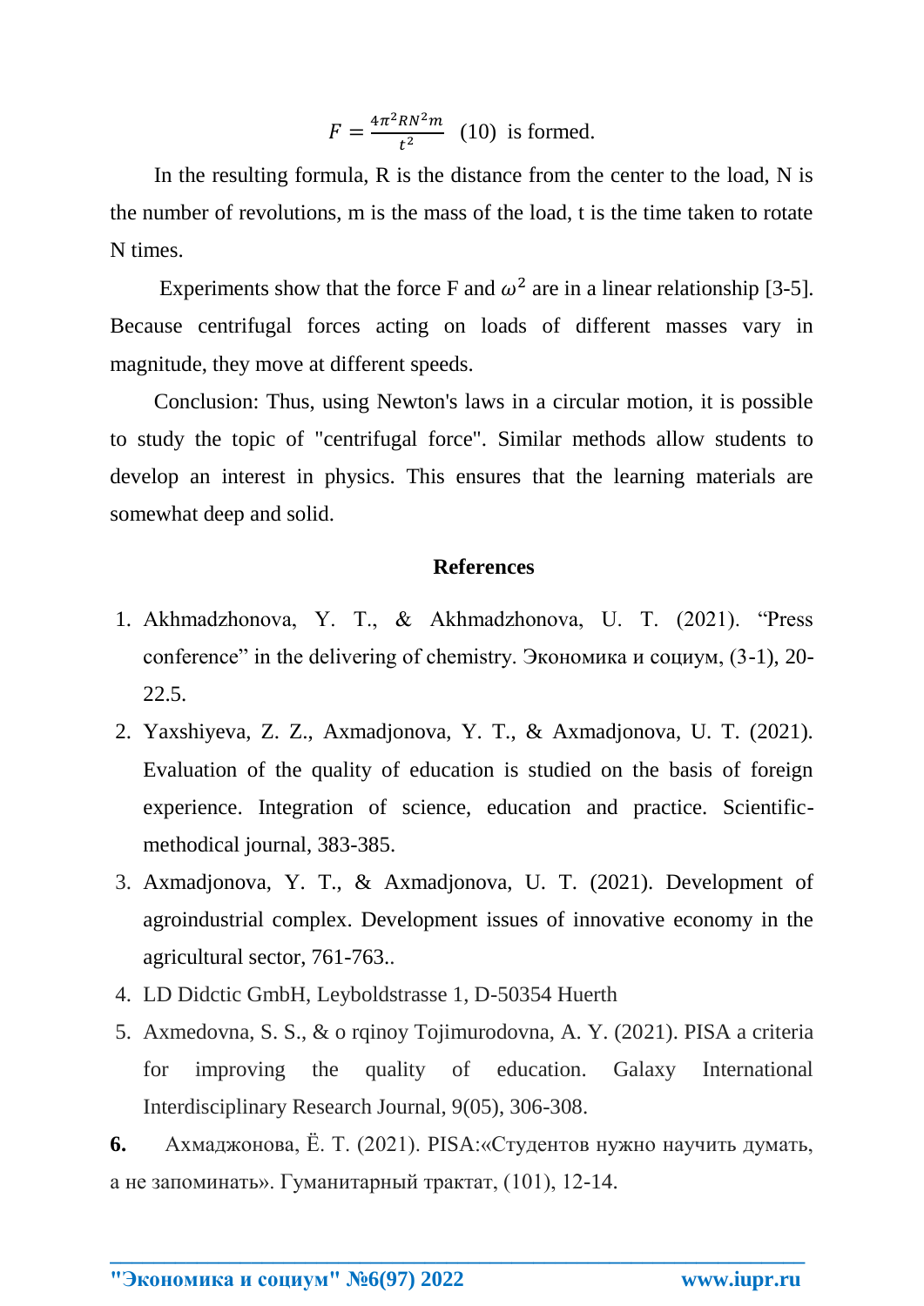$$F = \frac{4\pi^2 R N^2 m}{t^2} \quad (10)$$ is formed.

In the resulting formula, R is the distance from the center to the load, N is the number of revolutions, m is the mass of the load, t is the time taken to rotate N times.

Experiments show that the force F and $\omega^2$ are in a linear relationship [3-5]. Because centrifugal forces acting on loads of different masses vary in magnitude, they move at different speeds.

Conclusion: Thus, using Newton's laws in a circular motion, it is possible to study the topic of "centrifugal force". Similar methods allow students to develop an interest in physics. This ensures that the learning materials are somewhat deep and solid.

## References

1. Akhmadzhonova, Y. T., & Akhmadzhonova, U. T. (2021). "Press conference" in the delivering of chemistry. Экономика и социум, (3-1), 20-22.5.
2. Yaxshiyeva, Z. Z., Axmadjonova, Y. T., & Axmadjonova, U. T. (2021). Evaluation of the quality of education is studied on the basis of foreign experience. Integration of science, education and practice. Scientific-methodical journal, 383-385.
3. Axmadjonova, Y. T., & Axmadjonova, U. T. (2021). Development of agroindustrial complex. Development issues of innovative economy in the agricultural sector, 761-763..
4. LD Didctic GmbH, Leyboldstrasse 1, D-50354 Huerth
5. Axmedovna, S. S., & o rqinoy Tojimurodovna, A. Y. (2021). PISA a criteria for improving the quality of education. Galaxy International Interdisciplinary Research Journal, 9(05), 306-308.
6. Ахмаджонова, Ё. Т. (2021). PISA:«Студентов нужно научить думать, а не запоминать». Гуманитарный трактат, (101), 12-14.